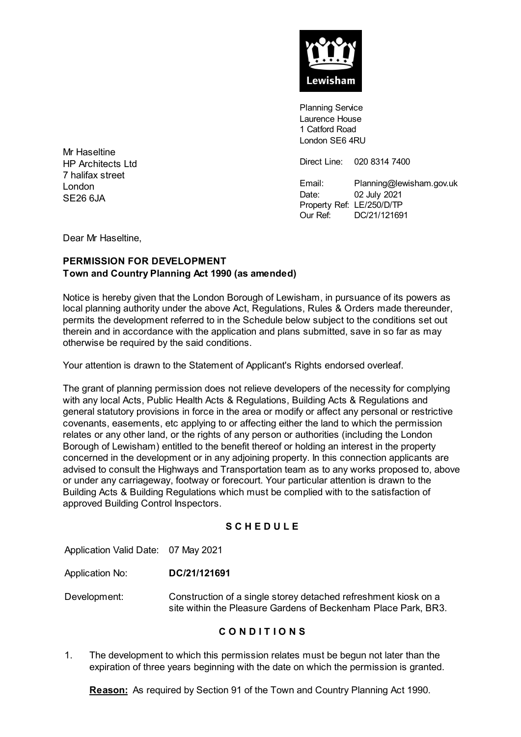Lewisham

Planning Service
Laurence House
1 Catford Road
London SE6 4RU

Direct Line: 020 8314 7400

Email: Planning@lewisham.gov.uk
Date: 02 July 2021
Property Ref: LE/250/D/TP
Our Ref: DC/21/121691

Mr Haseltine
HP Architects Ltd
7 halifax street
London
SE26 6JA

Dear Mr Haseltine,

**PERMISSION FOR DEVELOPMENT**
**Town and Country Planning Act 1990 (as amended)**

Notice is hereby given that the London Borough of Lewisham, in pursuance of its powers as local planning authority under the above Act, Regulations, Rules & Orders made thereunder, permits the development referred to in the Schedule below subject to the conditions set out therein and in accordance with the application and plans submitted, save in so far as may otherwise be required by the said conditions.

Your attention is drawn to the Statement of Applicant's Rights endorsed overleaf.

The grant of planning permission does not relieve developers of the necessity for complying with any local Acts, Public Health Acts & Regulations, Building Acts & Regulations and general statutory provisions in force in the area or modify or affect any personal or restrictive covenants, easements, etc applying to or affecting either the land to which the permission relates or any other land, or the rights of any person or authorities (including the London Borough of Lewisham) entitled to the benefit thereof or holding an interest in the property concerned in the development or in any adjoining property. In this connection applicants are advised to consult the Highways and Transportation team as to any works proposed to, above or under any carriageway, footway or forecourt. Your particular attention is drawn to the Building Acts & Building Regulations which must be complied with to the satisfaction of approved Building Control Inspectors.

**S C H E D U L E**

Application Valid Date: 07 May 2021

Application No: **DC/21/121691**

Development: Construction of a single storey detached refreshment kiosk on a site within the Pleasure Gardens of Beckenham Place Park, BR3.

**C O N D I T I O N S**

1. The development to which this permission relates must be begun not later than the expiration of three years beginning with the date on which the permission is granted.

   **Reason:** As required by Section 91 of the Town and Country Planning Act 1990.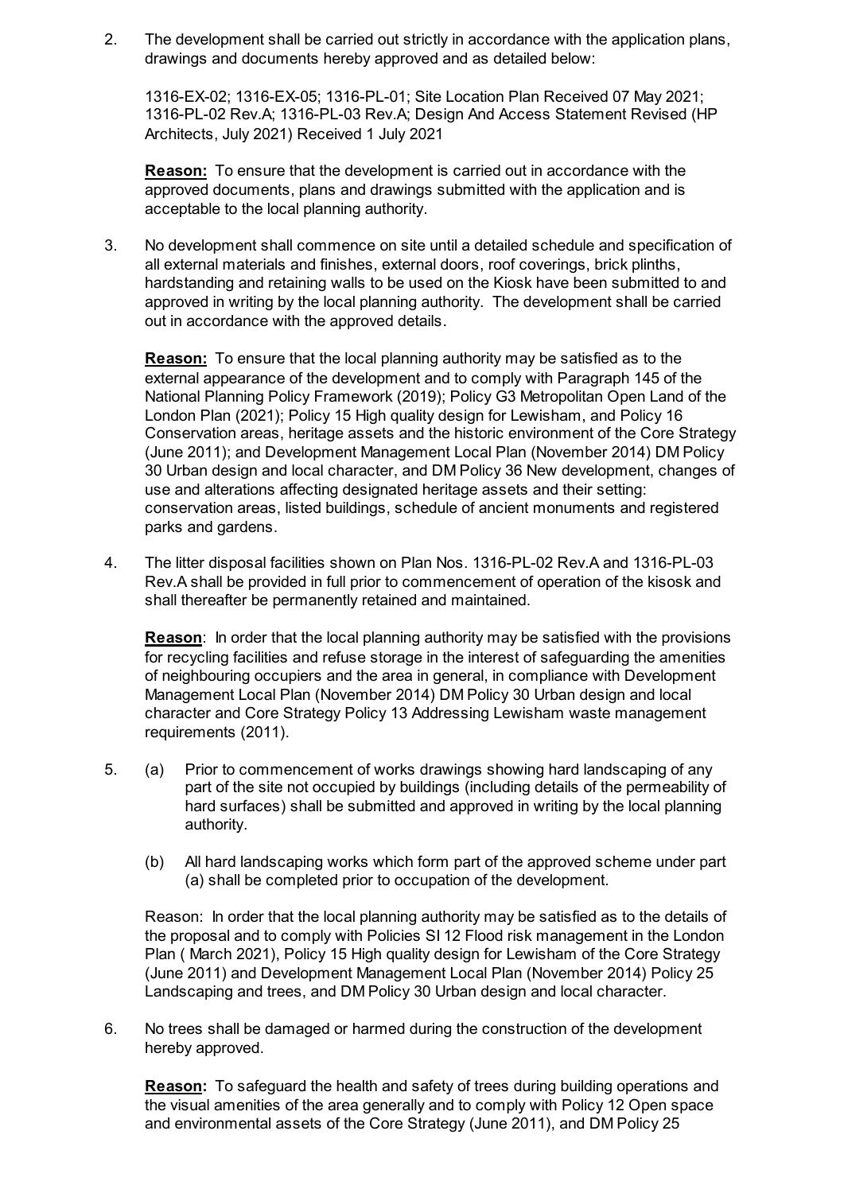2. The development shall be carried out strictly in accordance with the application plans, drawings and documents hereby approved and as detailed below:

   1316-EX-02; 1316-EX-05; 1316-PL-01; Site Location Plan Received 07 May 2021; 1316-PL-02 Rev.A; 1316-PL-03 Rev.A; Design And Access Statement Revised (HP Architects, July 2021) Received 1 July 2021

   **Reason:** To ensure that the development is carried out in accordance with the approved documents, plans and drawings submitted with the application and is acceptable to the local planning authority.

3. No development shall commence on site until a detailed schedule and specification of all external materials and finishes, external doors, roof coverings, brick plinths, hardstanding and retaining walls to be used on the Kiosk have been submitted to and approved in writing by the local planning authority. The development shall be carried out in accordance with the approved details.

   **Reason:** To ensure that the local planning authority may be satisfied as to the external appearance of the development and to comply with Paragraph 145 of the National Planning Policy Framework (2019); Policy G3 Metropolitan Open Land of the London Plan (2021); Policy 15 High quality design for Lewisham, and Policy 16 Conservation areas, heritage assets and the historic environment of the Core Strategy (June 2011); and Development Management Local Plan (November 2014) DM Policy 30 Urban design and local character, and DM Policy 36 New development, changes of use and alterations affecting designated heritage assets and their setting: conservation areas, listed buildings, schedule of ancient monuments and registered parks and gardens.

4. The litter disposal facilities shown on Plan Nos. 1316-PL-02 Rev.A and 1316-PL-03 Rev.A shall be provided in full prior to commencement of operation of the kisosk and shall thereafter be permanently retained and maintained.

   **Reason**: In order that the local planning authority may be satisfied with the provisions for recycling facilities and refuse storage in the interest of safeguarding the amenities of neighbouring occupiers and the area in general, in compliance with Development Management Local Plan (November 2014) DM Policy 30 Urban design and local character and Core Strategy Policy 13 Addressing Lewisham waste management requirements (2011).

5. (a) Prior to commencement of works drawings showing hard landscaping of any part of the site not occupied by buildings (including details of the permeability of hard surfaces) shall be submitted and approved in writing by the local planning authority.

   (b) All hard landscaping works which form part of the approved scheme under part (a) shall be completed prior to occupation of the development.

   Reason: In order that the local planning authority may be satisfied as to the details of the proposal and to comply with Policies SI 12 Flood risk management in the London Plan ( March 2021), Policy 15 High quality design for Lewisham of the Core Strategy (June 2011) and Development Management Local Plan (November 2014) Policy 25 Landscaping and trees, and DM Policy 30 Urban design and local character.

6. No trees shall be damaged or harmed during the construction of the development hereby approved.

   **Reason:** To safeguard the health and safety of trees during building operations and the visual amenities of the area generally and to comply with Policy 12 Open space and environmental assets of the Core Strategy (June 2011), and DM Policy 25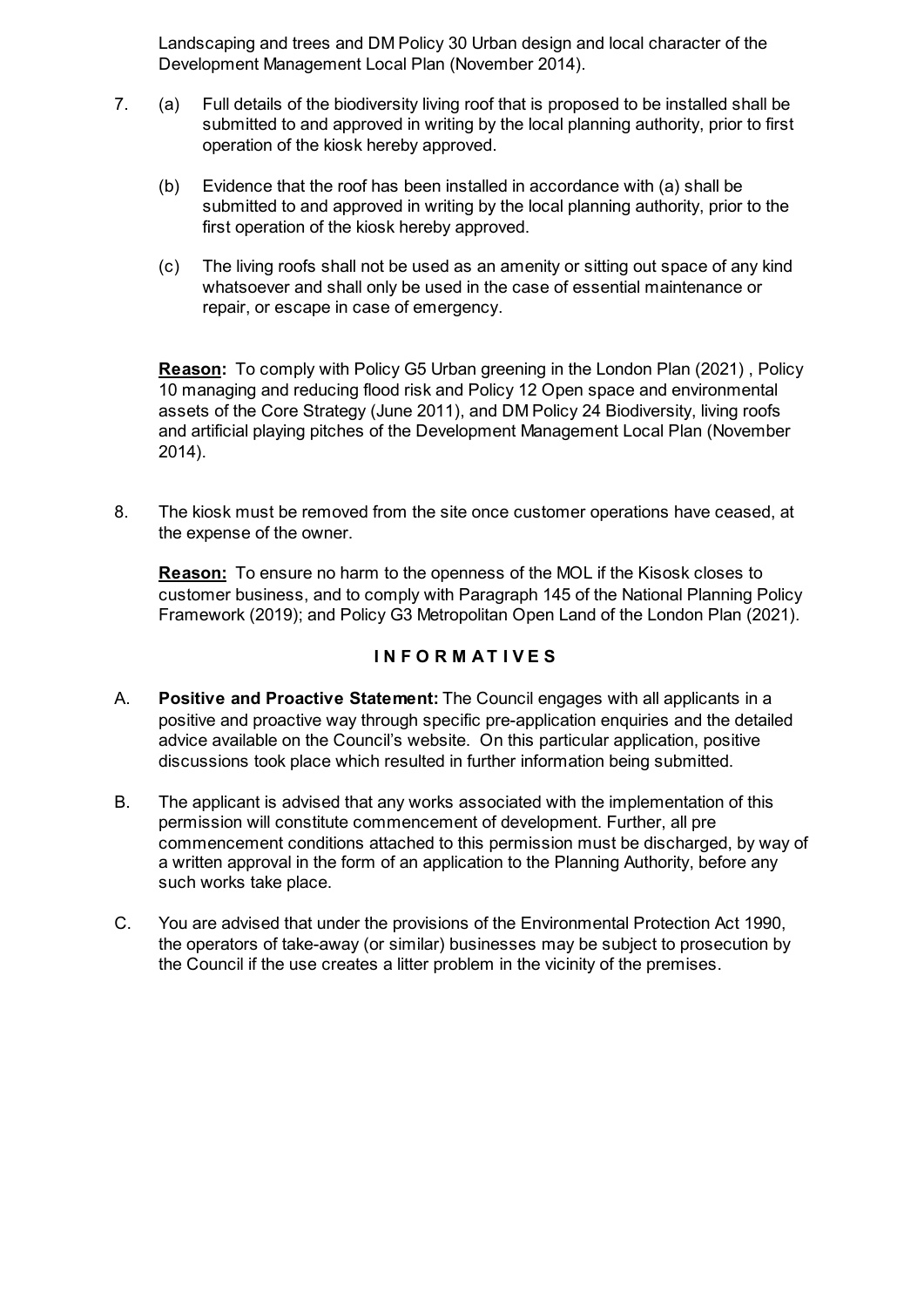Landscaping and trees and DM Policy 30 Urban design and local character of the Development Management Local Plan (November 2014).

7. (a) Full details of the biodiversity living roof that is proposed to be installed shall be submitted to and approved in writing by the local planning authority, prior to first operation of the kiosk hereby approved.

   (b) Evidence that the roof has been installed in accordance with (a) shall be submitted to and approved in writing by the local planning authority, prior to the first operation of the kiosk hereby approved.

   (c) The living roofs shall not be used as an amenity or sitting out space of any kind whatsoever and shall only be used in the case of essential maintenance or repair, or escape in case of emergency.

   **Reason:** To comply with Policy G5 Urban greening in the London Plan (2021) , Policy 10 managing and reducing flood risk and Policy 12 Open space and environmental assets of the Core Strategy (June 2011), and DM Policy 24 Biodiversity, living roofs and artificial playing pitches of the Development Management Local Plan (November 2014).

8. The kiosk must be removed from the site once customer operations have ceased, at the expense of the owner.

   **Reason:** To ensure no harm to the openness of the MOL if the Kisosk closes to customer business, and to comply with Paragraph 145 of the National Planning Policy Framework (2019); and Policy G3 Metropolitan Open Land of the London Plan (2021).

## INFORMATIVES

A. **Positive and Proactive Statement:** The Council engages with all applicants in a positive and proactive way through specific pre-application enquiries and the detailed advice available on the Council's website. On this particular application, positive discussions took place which resulted in further information being submitted.

B. The applicant is advised that any works associated with the implementation of this permission will constitute commencement of development. Further, all pre commencement conditions attached to this permission must be discharged, by way of a written approval in the form of an application to the Planning Authority, before any such works take place.

C. You are advised that under the provisions of the Environmental Protection Act 1990, the operators of take-away (or similar) businesses may be subject to prosecution by the Council if the use creates a litter problem in the vicinity of the premises.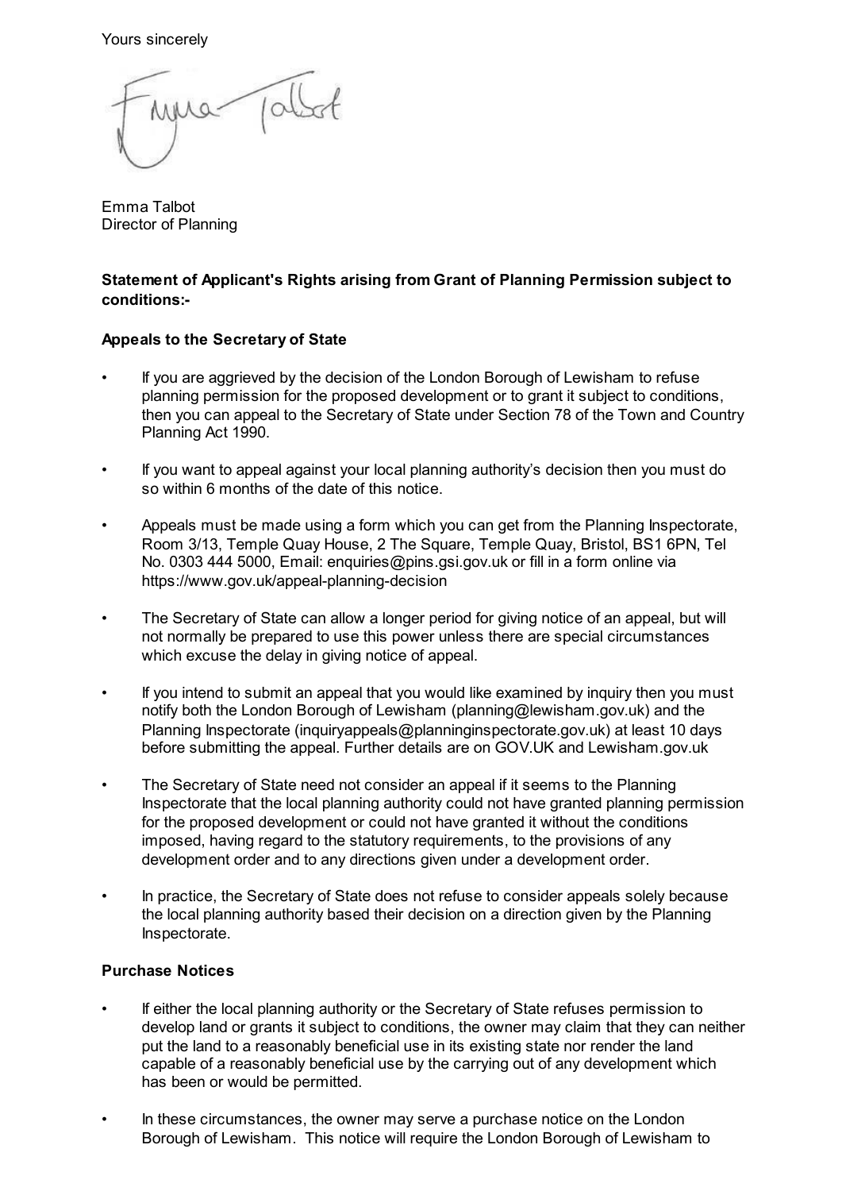Yours sincerely

Emma Talbot
Director of Planning

**Statement of Applicant's Rights arising from Grant of Planning Permission subject to conditions:-**

**Appeals to the Secretary of State**

- If you are aggrieved by the decision of the London Borough of Lewisham to refuse planning permission for the proposed development or to grant it subject to conditions, then you can appeal to the Secretary of State under Section 78 of the Town and Country Planning Act 1990.
- If you want to appeal against your local planning authority's decision then you must do so within 6 months of the date of this notice.
- Appeals must be made using a form which you can get from the Planning Inspectorate, Room 3/13, Temple Quay House, 2 The Square, Temple Quay, Bristol, BS1 6PN, Tel No. 0303 444 5000, Email: enquiries@pins.gsi.gov.uk or fill in a form online via https://www.gov.uk/appeal-planning-decision
- The Secretary of State can allow a longer period for giving notice of an appeal, but will not normally be prepared to use this power unless there are special circumstances which excuse the delay in giving notice of appeal.
- If you intend to submit an appeal that you would like examined by inquiry then you must notify both the London Borough of Lewisham (planning@lewisham.gov.uk) and the Planning Inspectorate (inquiryappeals@planninginspectorate.gov.uk) at least 10 days before submitting the appeal. Further details are on GOV.UK and Lewisham.gov.uk
- The Secretary of State need not consider an appeal if it seems to the Planning Inspectorate that the local planning authority could not have granted planning permission for the proposed development or could not have granted it without the conditions imposed, having regard to the statutory requirements, to the provisions of any development order and to any directions given under a development order.
- In practice, the Secretary of State does not refuse to consider appeals solely because the local planning authority based their decision on a direction given by the Planning Inspectorate.

**Purchase Notices**

- If either the local planning authority or the Secretary of State refuses permission to develop land or grants it subject to conditions, the owner may claim that they can neither put the land to a reasonably beneficial use in its existing state nor render the land capable of a reasonably beneficial use by the carrying out of any development which has been or would be permitted.
- In these circumstances, the owner may serve a purchase notice on the London Borough of Lewisham. This notice will require the London Borough of Lewisham to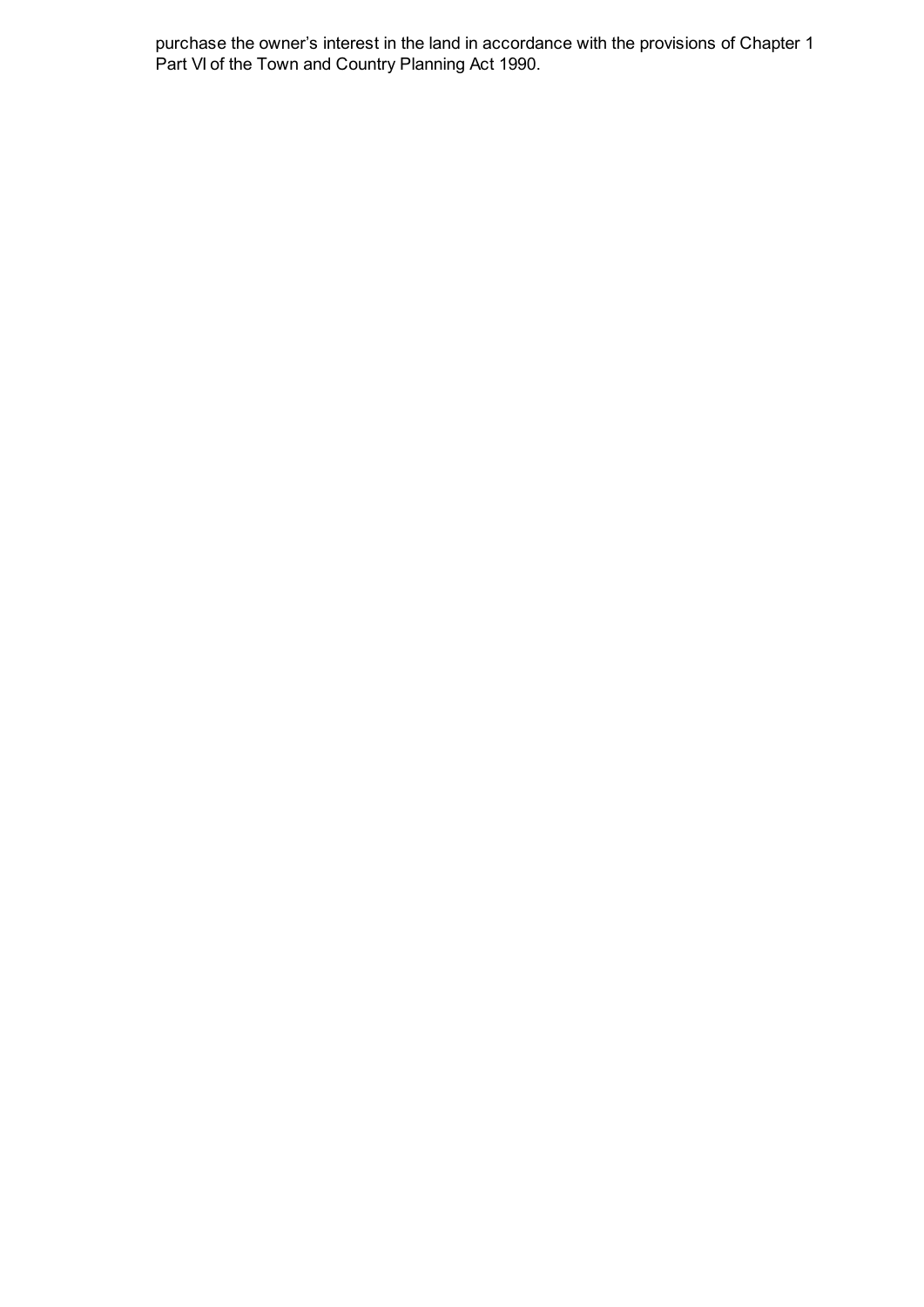purchase the owner's interest in the land in accordance with the provisions of Chapter 1 Part VI of the Town and Country Planning Act 1990.